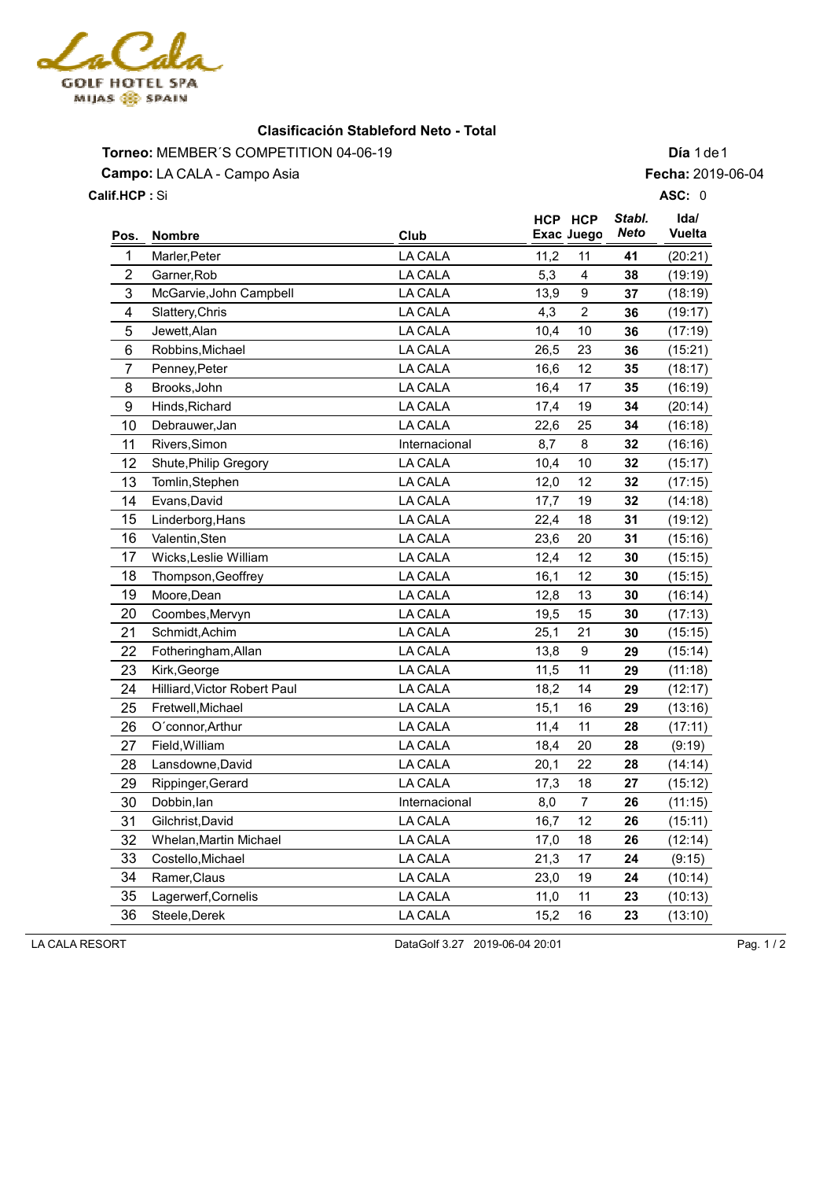La Cala
GOLF HOTEL SPA
MIJAS SPAIN

## Clasificación Stableford Neto - Total

**Torneo:** MEMBER´S COMPETITION 04-06-19 **Día** 1 de 1

**Campo:** LA CALA - Campo Asia **Fecha:** 2019-06-04

**Calif.HCP :** Si **ASC:** 0

| Pos. | Nombre | Club | HCP Exac | HCP Juego | *Stabl. Neto* | Ida/ Vuelta |
|---|---|---|---|---|---|---|
| 1 | Marler,Peter | LA CALA | 11,2 | 11 | **41** | (20:21) |
| 2 | Garner,Rob | LA CALA | 5,3 | 4 | **38** | (19:19) |
| 3 | McGarvie,John Campbell | LA CALA | 13,9 | 9 | **37** | (18:19) |
| 4 | Slattery,Chris | LA CALA | 4,3 | 2 | **36** | (19:17) |
| 5 | Jewett,Alan | LA CALA | 10,4 | 10 | **36** | (17:19) |
| 6 | Robbins,Michael | LA CALA | 26,5 | 23 | **36** | (15:21) |
| 7 | Penney,Peter | LA CALA | 16,6 | 12 | **35** | (18:17) |
| 8 | Brooks,John | LA CALA | 16,4 | 17 | **35** | (16:19) |
| 9 | Hinds,Richard | LA CALA | 17,4 | 19 | **34** | (20:14) |
| 10 | Debrauwer,Jan | LA CALA | 22,6 | 25 | **34** | (16:18) |
| 11 | Rivers,Simon | Internacional | 8,7 | 8 | **32** | (16:16) |
| 12 | Shute,Philip Gregory | LA CALA | 10,4 | 10 | **32** | (15:17) |
| 13 | Tomlin,Stephen | LA CALA | 12,0 | 12 | **32** | (17:15) |
| 14 | Evans,David | LA CALA | 17,7 | 19 | **32** | (14:18) |
| 15 | Linderborg,Hans | LA CALA | 22,4 | 18 | **31** | (19:12) |
| 16 | Valentin,Sten | LA CALA | 23,6 | 20 | **31** | (15:16) |
| 17 | Wicks,Leslie William | LA CALA | 12,4 | 12 | **30** | (15:15) |
| 18 | Thompson,Geoffrey | LA CALA | 16,1 | 12 | **30** | (15:15) |
| 19 | Moore,Dean | LA CALA | 12,8 | 13 | **30** | (16:14) |
| 20 | Coombes,Mervyn | LA CALA | 19,5 | 15 | **30** | (17:13) |
| 21 | Schmidt,Achim | LA CALA | 25,1 | 21 | **30** | (15:15) |
| 22 | Fotheringham,Allan | LA CALA | 13,8 | 9 | **29** | (15:14) |
| 23 | Kirk,George | LA CALA | 11,5 | 11 | **29** | (11:18) |
| 24 | Hilliard,Victor Robert Paul | LA CALA | 18,2 | 14 | **29** | (12:17) |
| 25 | Fretwell,Michael | LA CALA | 15,1 | 16 | **29** | (13:16) |
| 26 | O´connor,Arthur | LA CALA | 11,4 | 11 | **28** | (17:11) |
| 27 | Field,William | LA CALA | 18,4 | 20 | **28** | (9:19) |
| 28 | Lansdowne,David | LA CALA | 20,1 | 22 | **28** | (14:14) |
| 29 | Rippinger,Gerard | LA CALA | 17,3 | 18 | **27** | (15:12) |
| 30 | Dobbin,Ian | Internacional | 8,0 | 7 | **26** | (11:15) |
| 31 | Gilchrist,David | LA CALA | 16,7 | 12 | **26** | (15:11) |
| 32 | Whelan,Martin Michael | LA CALA | 17,0 | 18 | **26** | (12:14) |
| 33 | Costello,Michael | LA CALA | 21,3 | 17 | **24** | (9:15) |
| 34 | Ramer,Claus | LA CALA | 23,0 | 19 | **24** | (10:14) |
| 35 | Lagerwerf,Cornelis | LA CALA | 11,0 | 11 | **23** | (10:13) |
| 36 | Steele,Derek | LA CALA | 15,2 | 16 | **23** | (13:10) |

LA CALA RESORT DataGolf 3.27 2019-06-04 20:01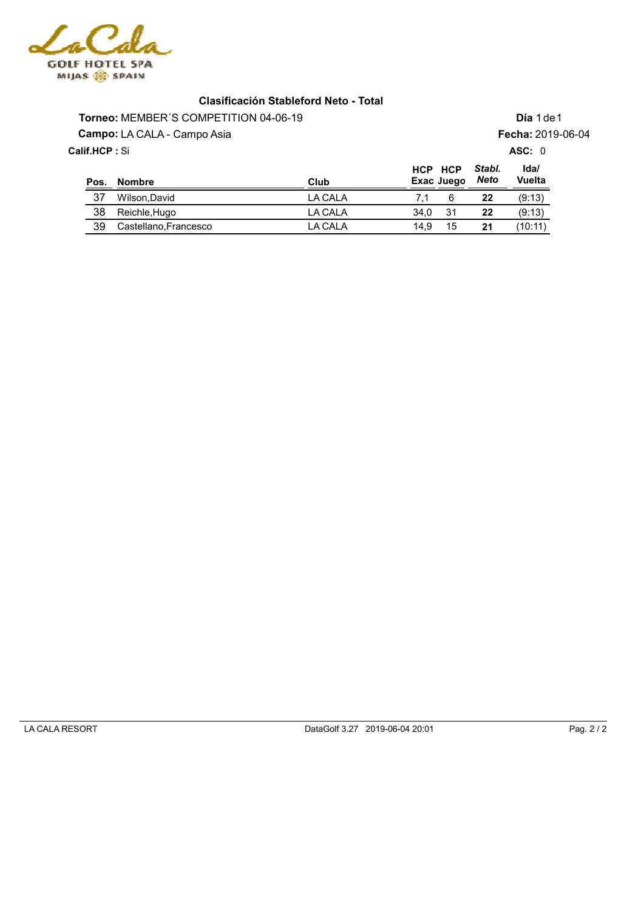## Clasificación Stableford Neto - Total

**Torneo:** MEMBER´S COMPETITION 04-06-19

**Día** 1 de 1

**Campo:** LA CALA - Campo Asia

**Fecha:** 2019-06-04

**Calif.HCP :** Si

**ASC:** 0

| Pos. | Nombre | Club | HCP Exac | HCP Juego | *Stabl. Neto* | Ida/ Vuelta |
|---|---|---|---|---|---|---|
| 37 | Wilson,David | LA CALA | 7,1 | 6 | **22** | (9:13) |
| 38 | Reichle,Hugo | LA CALA | 34,0 | 31 | **22** | (9:13) |
| 39 | Castellano,Francesco | LA CALA | 14,9 | 15 | **21** | (10:11) |

LA CALA RESORT    DataGolf 3.27 2019-06-04 20:01